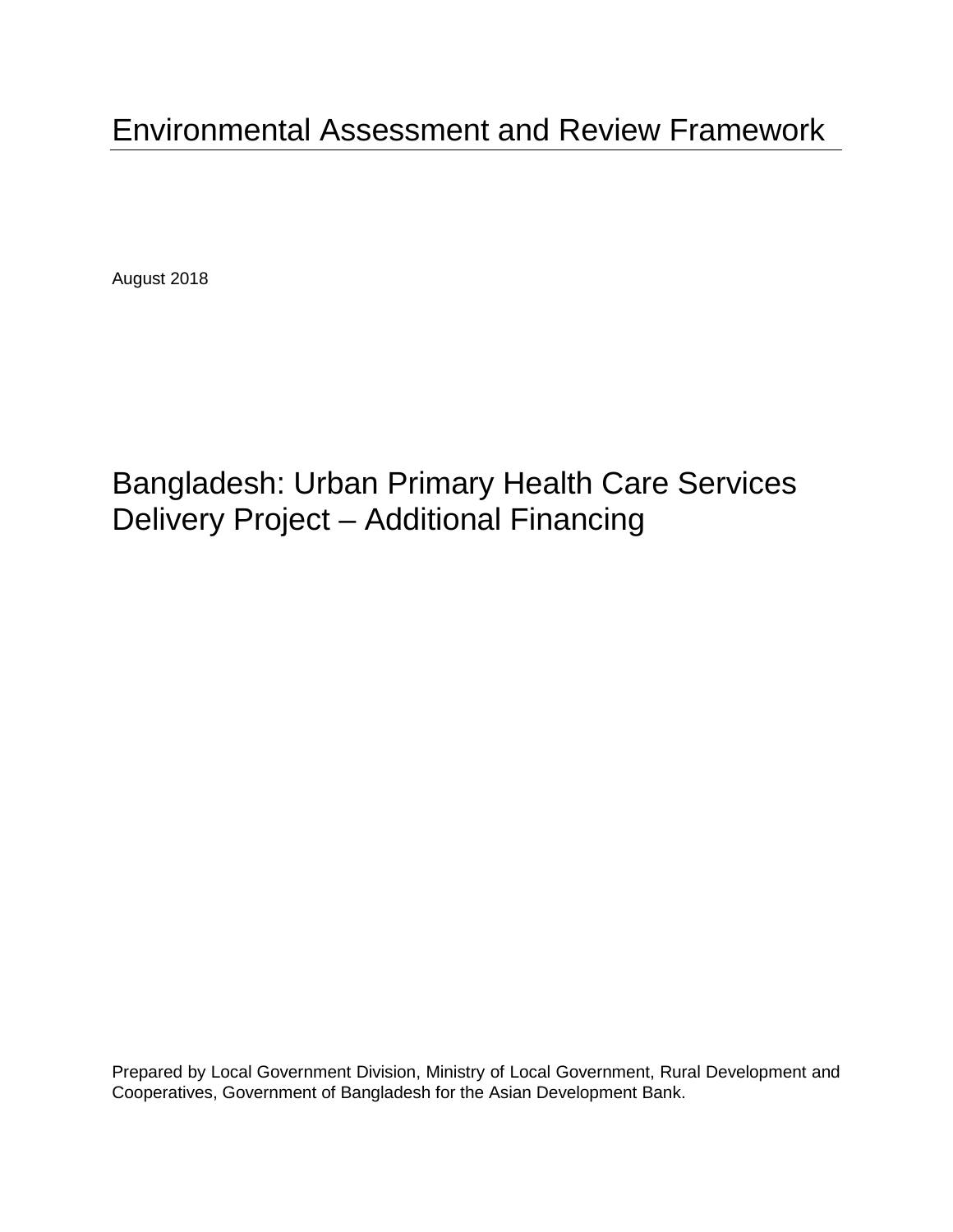# Environmental Assessment and Review Framework

August 2018

# Bangladesh: Urban Primary Health Care Services Delivery Project – Additional Financing

Prepared by Local Government Division, Ministry of Local Government, Rural Development and Cooperatives, Government of Bangladesh for the Asian Development Bank.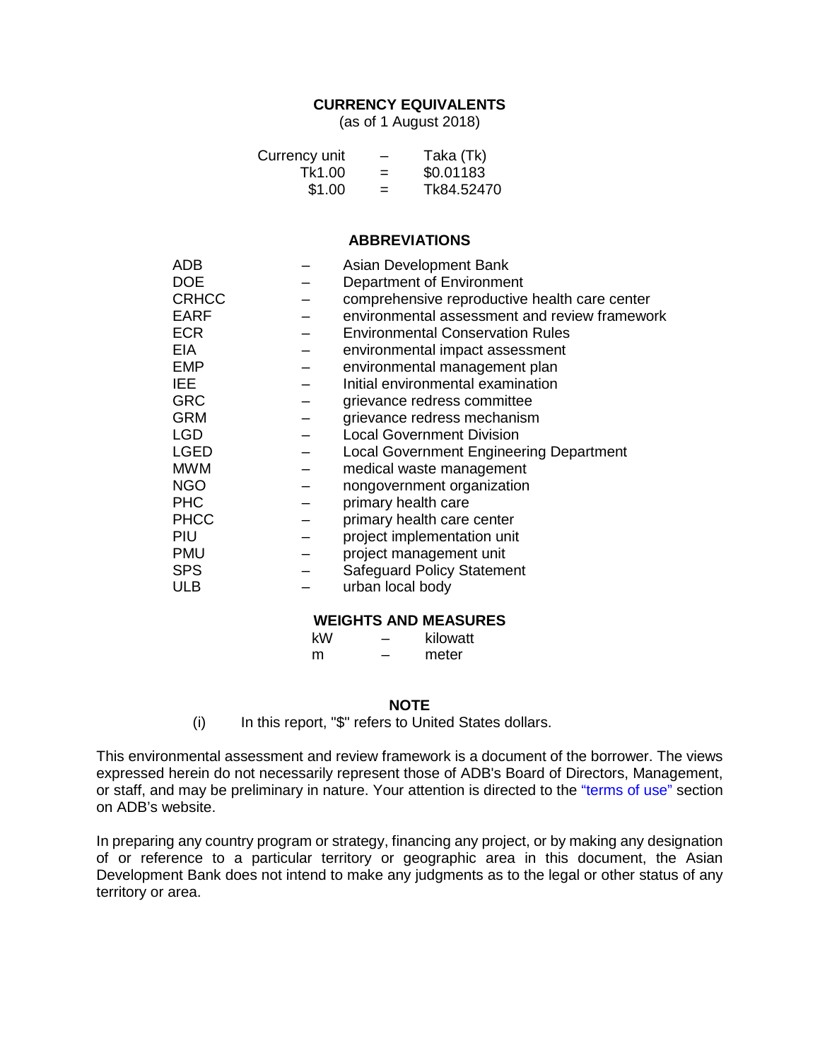## CURRENCY EQUIVALENTS

(as of 1 August 2018)

| | | |
|---|---|---|
| Currency unit | – | Taka (Tk) |
| Tk1.00 | = | $0.01183 |
| $1.00 | = | Tk84.52470 |

## ABBREVIATIONS

| | | |
|---|---|---|
| ADB | – | Asian Development Bank |
| DOE | – | Department of Environment |
| CRHCC | – | comprehensive reproductive health care center |
| EARF | – | environmental assessment and review framework |
| ECR | – | Environmental Conservation Rules |
| EIA | – | environmental impact assessment |
| EMP | – | environmental management plan |
| IEE | – | Initial environmental examination |
| GRC | – | grievance redress committee |
| GRM | – | grievance redress mechanism |
| LGD | – | Local Government Division |
| LGED | – | Local Government Engineering Department |
| MWM | – | medical waste management |
| NGO | – | nongovernment organization |
| PHC | – | primary health care |
| PHCC | – | primary health care center |
| PIU | – | project implementation unit |
| PMU | – | project management unit |
| SPS | – | Safeguard Policy Statement |
| ULB | – | urban local body |

## WEIGHTS AND MEASURES

| | | |
|---|---|---|
| kW | – | kilowatt |
| m | – | meter |

## NOTE

(i) In this report, "$" refers to United States dollars.

This environmental assessment and review framework is a document of the borrower. The views expressed herein do not necessarily represent those of ADB's Board of Directors, Management, or staff, and may be preliminary in nature. Your attention is directed to the "terms of use" section on ADB's website.

In preparing any country program or strategy, financing any project, or by making any designation of or reference to a particular territory or geographic area in this document, the Asian Development Bank does not intend to make any judgments as to the legal or other status of any territory or area.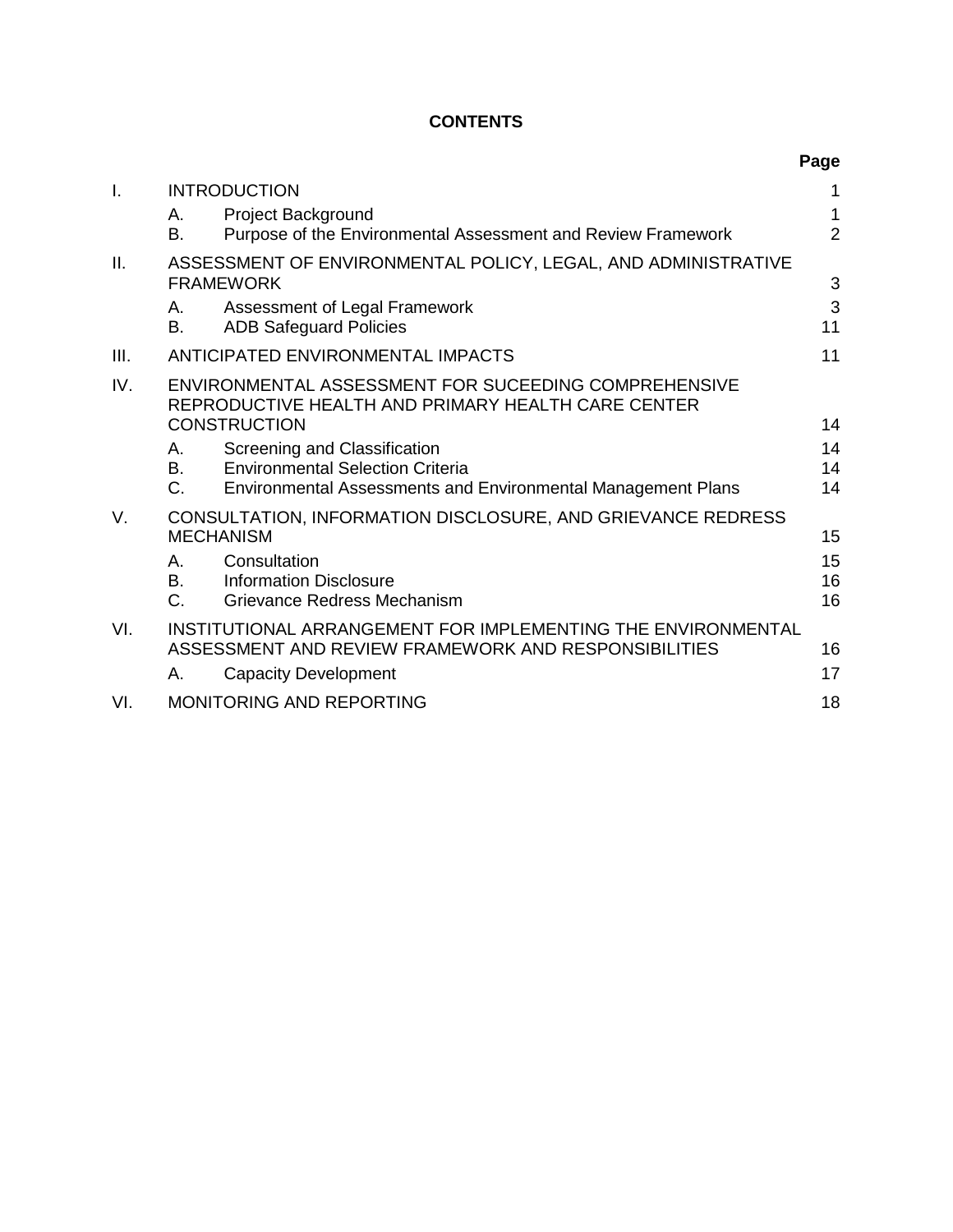**CONTENTS**

| | | Page |
|---|---|---|
| I. | INTRODUCTION | 1 |
| | A. Project Background | 1 |
| | B. Purpose of the Environmental Assessment and Review Framework | 2 |
| II. | ASSESSMENT OF ENVIRONMENTAL POLICY, LEGAL, AND ADMINISTRATIVE FRAMEWORK | 3 |
| | A. Assessment of Legal Framework | 3 |
| | B. ADB Safeguard Policies | 11 |
| III. | ANTICIPATED ENVIRONMENTAL IMPACTS | 11 |
| IV. | ENVIRONMENTAL ASSESSMENT FOR SUCEEDING COMPREHENSIVE REPRODUCTIVE HEALTH AND PRIMARY HEALTH CARE CENTER CONSTRUCTION | 14 |
| | A. Screening and Classification | 14 |
| | B. Environmental Selection Criteria | 14 |
| | C. Environmental Assessments and Environmental Management Plans | 14 |
| V. | CONSULTATION, INFORMATION DISCLOSURE, AND GRIEVANCE REDRESS MECHANISM | 15 |
| | A. Consultation | 15 |
| | B. Information Disclosure | 16 |
| | C. Grievance Redress Mechanism | 16 |
| VI. | INSTITUTIONAL ARRANGEMENT FOR IMPLEMENTING THE ENVIRONMENTAL ASSESSMENT AND REVIEW FRAMEWORK AND RESPONSIBILITIES | 16 |
| | A. Capacity Development | 17 |
| VI. | MONITORING AND REPORTING | 18 |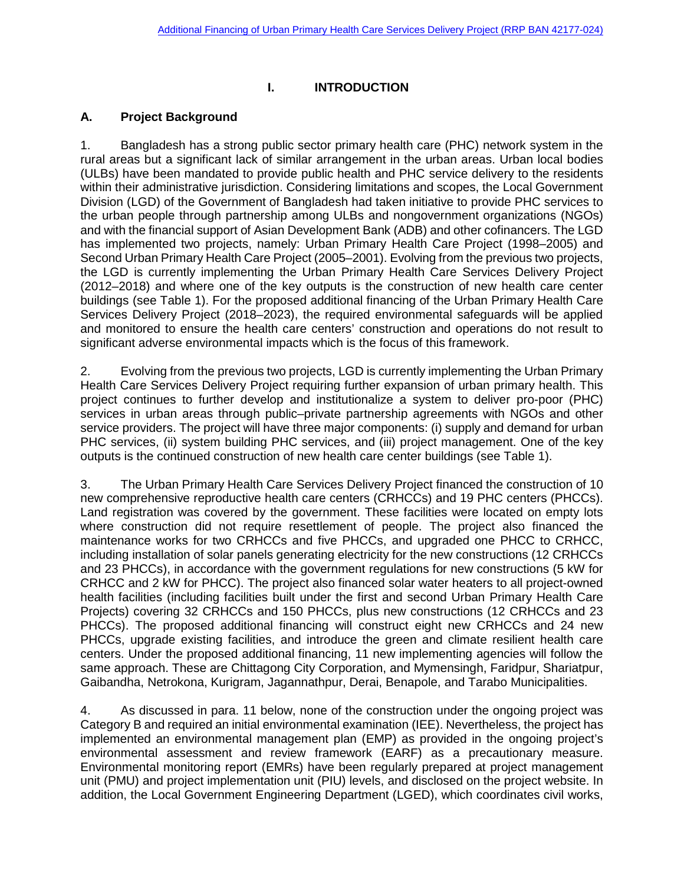# I. INTRODUCTION

## A. Project Background

1. Bangladesh has a strong public sector primary health care (PHC) network system in the rural areas but a significant lack of similar arrangement in the urban areas. Urban local bodies (ULBs) have been mandated to provide public health and PHC service delivery to the residents within their administrative jurisdiction. Considering limitations and scopes, the Local Government Division (LGD) of the Government of Bangladesh had taken initiative to provide PHC services to the urban people through partnership among ULBs and nongovernment organizations (NGOs) and with the financial support of Asian Development Bank (ADB) and other cofinancers. The LGD has implemented two projects, namely: Urban Primary Health Care Project (1998–2005) and Second Urban Primary Health Care Project (2005–2001). Evolving from the previous two projects, the LGD is currently implementing the Urban Primary Health Care Services Delivery Project (2012–2018) and where one of the key outputs is the construction of new health care center buildings (see Table 1). For the proposed additional financing of the Urban Primary Health Care Services Delivery Project (2018–2023), the required environmental safeguards will be applied and monitored to ensure the health care centers' construction and operations do not result to significant adverse environmental impacts which is the focus of this framework.

2. Evolving from the previous two projects, LGD is currently implementing the Urban Primary Health Care Services Delivery Project requiring further expansion of urban primary health. This project continues to further develop and institutionalize a system to deliver pro-poor (PHC) services in urban areas through public–private partnership agreements with NGOs and other service providers. The project will have three major components: (i) supply and demand for urban PHC services, (ii) system building PHC services, and (iii) project management. One of the key outputs is the continued construction of new health care center buildings (see Table 1).

3. The Urban Primary Health Care Services Delivery Project financed the construction of 10 new comprehensive reproductive health care centers (CRHCCs) and 19 PHC centers (PHCCs). Land registration was covered by the government. These facilities were located on empty lots where construction did not require resettlement of people. The project also financed the maintenance works for two CRHCCs and five PHCCs, and upgraded one PHCC to CRHCC, including installation of solar panels generating electricity for the new constructions (12 CRHCCs and 23 PHCCs), in accordance with the government regulations for new constructions (5 kW for CRHCC and 2 kW for PHCC). The project also financed solar water heaters to all project-owned health facilities (including facilities built under the first and second Urban Primary Health Care Projects) covering 32 CRHCCs and 150 PHCCs, plus new constructions (12 CRHCCs and 23 PHCCs). The proposed additional financing will construct eight new CRHCCs and 24 new PHCCs, upgrade existing facilities, and introduce the green and climate resilient health care centers. Under the proposed additional financing, 11 new implementing agencies will follow the same approach. These are Chittagong City Corporation, and Mymensingh, Faridpur, Shariatpur, Gaibandha, Netrokona, Kurigram, Jagannathpur, Derai, Benapole, and Tarabo Municipalities.

4. As discussed in para. 11 below, none of the construction under the ongoing project was Category B and required an initial environmental examination (IEE). Nevertheless, the project has implemented an environmental management plan (EMP) as provided in the ongoing project's environmental assessment and review framework (EARF) as a precautionary measure. Environmental monitoring report (EMRs) have been regularly prepared at project management unit (PMU) and project implementation unit (PIU) levels, and disclosed on the project website. In addition, the Local Government Engineering Department (LGED), which coordinates civil works,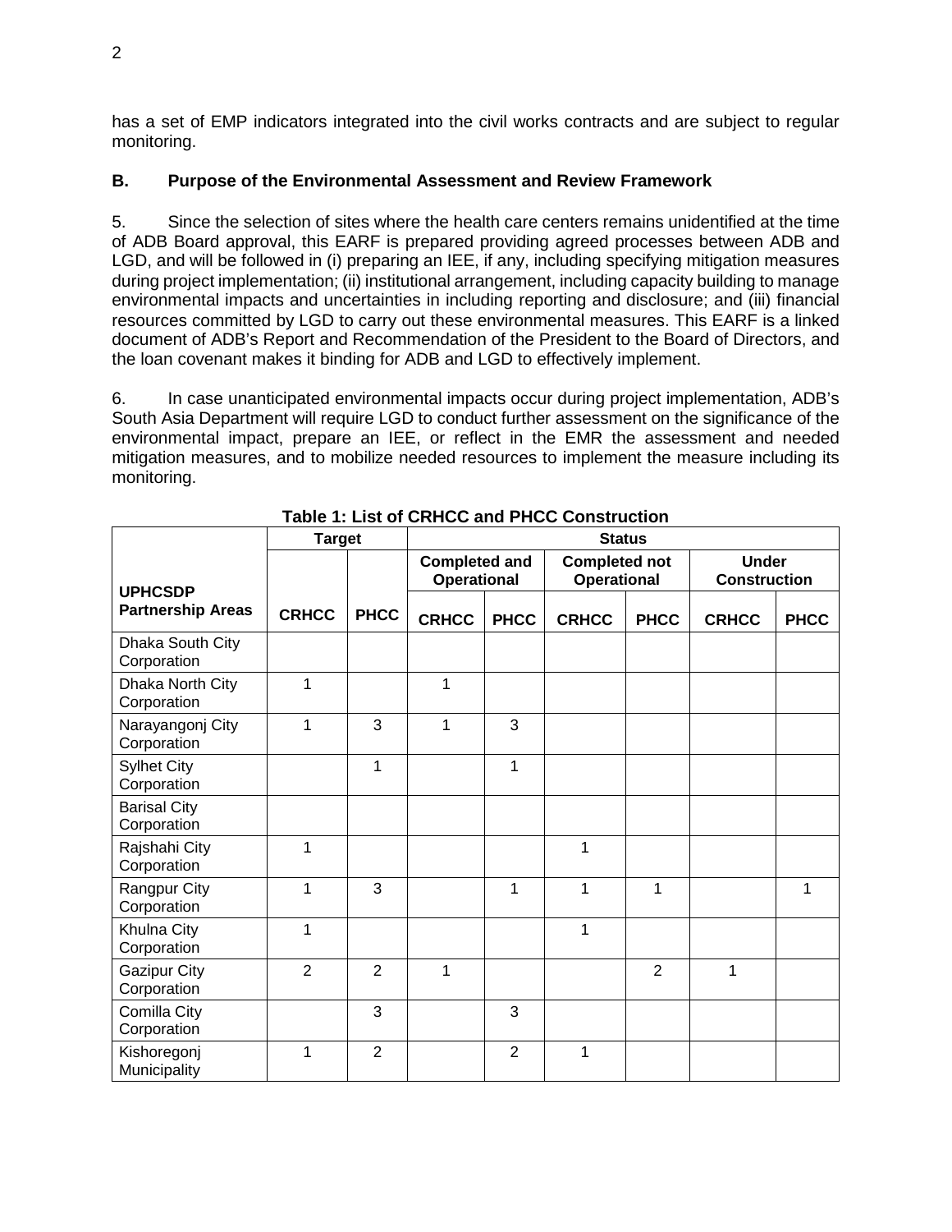has a set of EMP indicators integrated into the civil works contracts and are subject to regular monitoring.

### B. Purpose of the Environmental Assessment and Review Framework

5. Since the selection of sites where the health care centers remains unidentified at the time of ADB Board approval, this EARF is prepared providing agreed processes between ADB and LGD, and will be followed in (i) preparing an IEE, if any, including specifying mitigation measures during project implementation; (ii) institutional arrangement, including capacity building to manage environmental impacts and uncertainties in including reporting and disclosure; and (iii) financial resources committed by LGD to carry out these environmental measures. This EARF is a linked document of ADB's Report and Recommendation of the President to the Board of Directors, and the loan covenant makes it binding for ADB and LGD to effectively implement.

6. In case unanticipated environmental impacts occur during project implementation, ADB's South Asia Department will require LGD to conduct further assessment on the significance of the environmental impact, prepare an IEE, or reflect in the EMR the assessment and needed mitigation measures, and to mobilize needed resources to implement the measure including its monitoring.

**Table 1: List of CRHCC and PHCC Construction**

| UPHCSDP Partnership Areas | Target | | Status | | | | | |
|---|---|---|---|---|---|---|---|---|
| | | | Completed and Operational | | Completed not Operational | | Under Construction | |
| | CRHCC | PHCC | CRHCC | PHCC | CRHCC | PHCC | CRHCC | PHCC |
| Dhaka South City Corporation | | | | | | | | |
| Dhaka North City Corporation | 1 | | 1 | | | | | |
| Narayangonj City Corporation | 1 | 3 | 1 | 3 | | | | |
| Sylhet City Corporation | | 1 | | 1 | | | | |
| Barisal City Corporation | | | | | | | | |
| Rajshahi City Corporation | 1 | | | | 1 | | | |
| Rangpur City Corporation | 1 | 3 | | 1 | 1 | 1 | | 1 |
| Khulna City Corporation | 1 | | | | 1 | | | |
| Gazipur City Corporation | 2 | 2 | 1 | | | 2 | 1 | |
| Comilla City Corporation | | 3 | | 3 | | | | |
| Kishoregonj Municipality | 1 | 2 | | 2 | 1 | | | |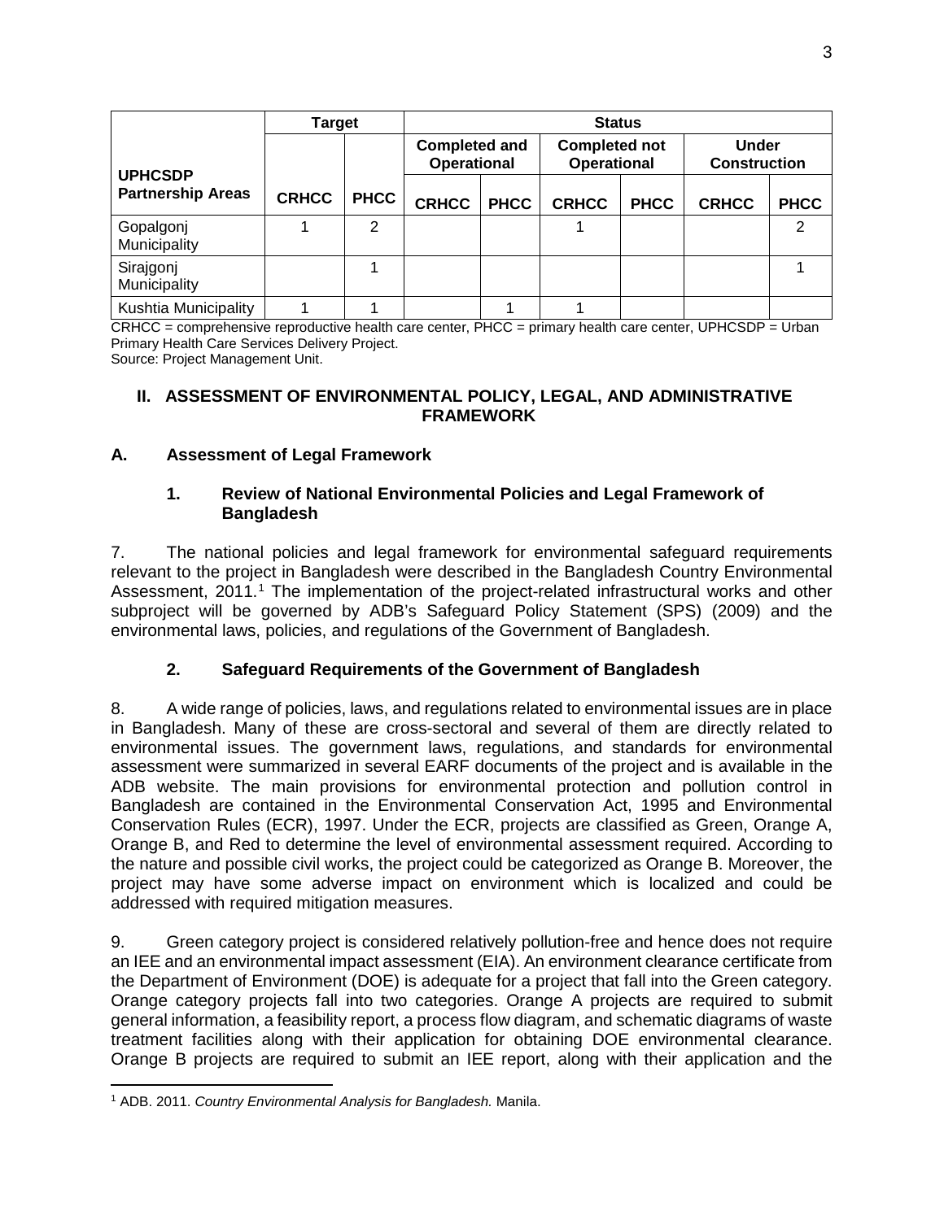| UPHCSDP Partnership Areas | Target | | Status | | | | | |
|---|---|---|---|---|---|---|---|---|
| | | | Completed and Operational | | Completed not Operational | | Under Construction | |
| | CRHCC | PHCC | CRHCC | PHCC | CRHCC | PHCC | CRHCC | PHCC |
| Gopalgonj Municipality | 1 | 2 | | | 1 | | | 2 |
| Sirajgonj Municipality | | 1 | | | | | | 1 |
| Kushtia Municipality | 1 | 1 | | 1 | 1 | | | |

CRHCC = comprehensive reproductive health care center, PHCC = primary health care center, UPHCSDP = Urban Primary Health Care Services Delivery Project.
Source: Project Management Unit.

## II. ASSESSMENT OF ENVIRONMENTAL POLICY, LEGAL, AND ADMINISTRATIVE FRAMEWORK

### A. Assessment of Legal Framework

#### 1. Review of National Environmental Policies and Legal Framework of Bangladesh

7. The national policies and legal framework for environmental safeguard requirements relevant to the project in Bangladesh were described in the Bangladesh Country Environmental Assessment, 2011.[1] The implementation of the project-related infrastructural works and other subproject will be governed by ADB's Safeguard Policy Statement (SPS) (2009) and the environmental laws, policies, and regulations of the Government of Bangladesh.

#### 2. Safeguard Requirements of the Government of Bangladesh

8. A wide range of policies, laws, and regulations related to environmental issues are in place in Bangladesh. Many of these are cross-sectoral and several of them are directly related to environmental issues. The government laws, regulations, and standards for environmental assessment were summarized in several EARF documents of the project and is available in the ADB website. The main provisions for environmental protection and pollution control in Bangladesh are contained in the Environmental Conservation Act, 1995 and Environmental Conservation Rules (ECR), 1997. Under the ECR, projects are classified as Green, Orange A, Orange B, and Red to determine the level of environmental assessment required. According to the nature and possible civil works, the project could be categorized as Orange B. Moreover, the project may have some adverse impact on environment which is localized and could be addressed with required mitigation measures.

9. Green category project is considered relatively pollution-free and hence does not require an IEE and an environmental impact assessment (EIA). An environment clearance certificate from the Department of Environment (DOE) is adequate for a project that fall into the Green category. Orange category projects fall into two categories. Orange A projects are required to submit general information, a feasibility report, a process flow diagram, and schematic diagrams of waste treatment facilities along with their application for obtaining DOE environmental clearance. Orange B projects are required to submit an IEE report, along with their application and the

[1] ADB. 2011. *Country Environmental Analysis for Bangladesh.* Manila.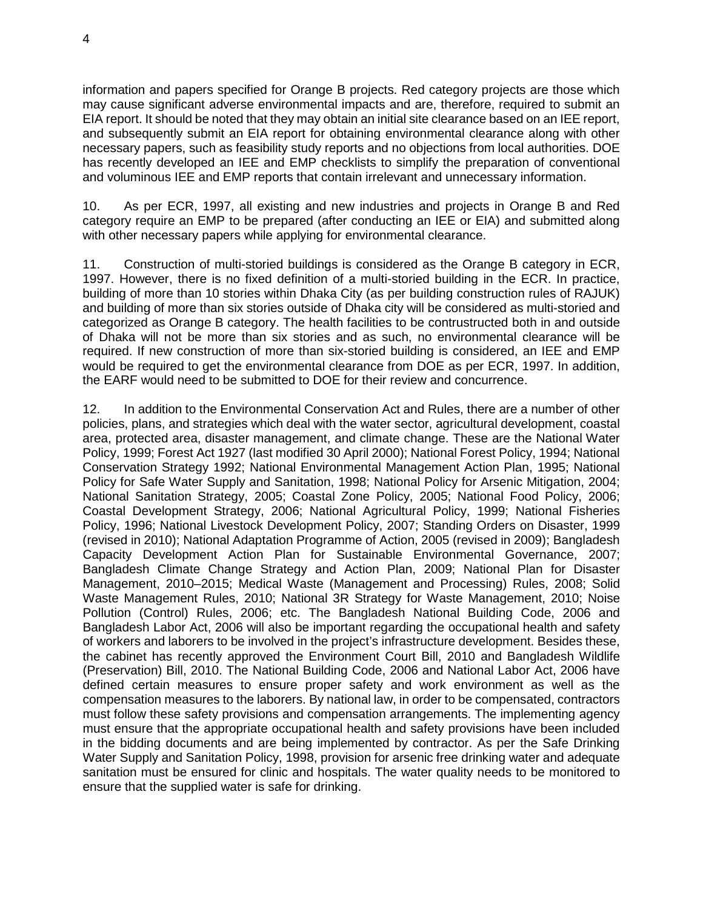information and papers specified for Orange B projects. Red category projects are those which may cause significant adverse environmental impacts and are, therefore, required to submit an EIA report. It should be noted that they may obtain an initial site clearance based on an IEE report, and subsequently submit an EIA report for obtaining environmental clearance along with other necessary papers, such as feasibility study reports and no objections from local authorities. DOE has recently developed an IEE and EMP checklists to simplify the preparation of conventional and voluminous IEE and EMP reports that contain irrelevant and unnecessary information.

10. As per ECR, 1997, all existing and new industries and projects in Orange B and Red category require an EMP to be prepared (after conducting an IEE or EIA) and submitted along with other necessary papers while applying for environmental clearance.

11. Construction of multi-storied buildings is considered as the Orange B category in ECR, 1997. However, there is no fixed definition of a multi-storied building in the ECR. In practice, building of more than 10 stories within Dhaka City (as per building construction rules of RAJUK) and building of more than six stories outside of Dhaka city will be considered as multi-storied and categorized as Orange B category. The health facilities to be contrustructed both in and outside of Dhaka will not be more than six stories and as such, no environmental clearance will be required. If new construction of more than six-storied building is considered, an IEE and EMP would be required to get the environmental clearance from DOE as per ECR, 1997. In addition, the EARF would need to be submitted to DOE for their review and concurrence.

12. In addition to the Environmental Conservation Act and Rules, there are a number of other policies, plans, and strategies which deal with the water sector, agricultural development, coastal area, protected area, disaster management, and climate change. These are the National Water Policy, 1999; Forest Act 1927 (last modified 30 April 2000); National Forest Policy, 1994; National Conservation Strategy 1992; National Environmental Management Action Plan, 1995; National Policy for Safe Water Supply and Sanitation, 1998; National Policy for Arsenic Mitigation, 2004; National Sanitation Strategy, 2005; Coastal Zone Policy, 2005; National Food Policy, 2006; Coastal Development Strategy, 2006; National Agricultural Policy, 1999; National Fisheries Policy, 1996; National Livestock Development Policy, 2007; Standing Orders on Disaster, 1999 (revised in 2010); National Adaptation Programme of Action, 2005 (revised in 2009); Bangladesh Capacity Development Action Plan for Sustainable Environmental Governance, 2007; Bangladesh Climate Change Strategy and Action Plan, 2009; National Plan for Disaster Management, 2010–2015; Medical Waste (Management and Processing) Rules, 2008; Solid Waste Management Rules, 2010; National 3R Strategy for Waste Management, 2010; Noise Pollution (Control) Rules, 2006; etc. The Bangladesh National Building Code, 2006 and Bangladesh Labor Act, 2006 will also be important regarding the occupational health and safety of workers and laborers to be involved in the project's infrastructure development. Besides these, the cabinet has recently approved the Environment Court Bill, 2010 and Bangladesh Wildlife (Preservation) Bill, 2010. The National Building Code, 2006 and National Labor Act, 2006 have defined certain measures to ensure proper safety and work environment as well as the compensation measures to the laborers. By national law, in order to be compensated, contractors must follow these safety provisions and compensation arrangements. The implementing agency must ensure that the appropriate occupational health and safety provisions have been included in the bidding documents and are being implemented by contractor. As per the Safe Drinking Water Supply and Sanitation Policy, 1998, provision for arsenic free drinking water and adequate sanitation must be ensured for clinic and hospitals. The water quality needs to be monitored to ensure that the supplied water is safe for drinking.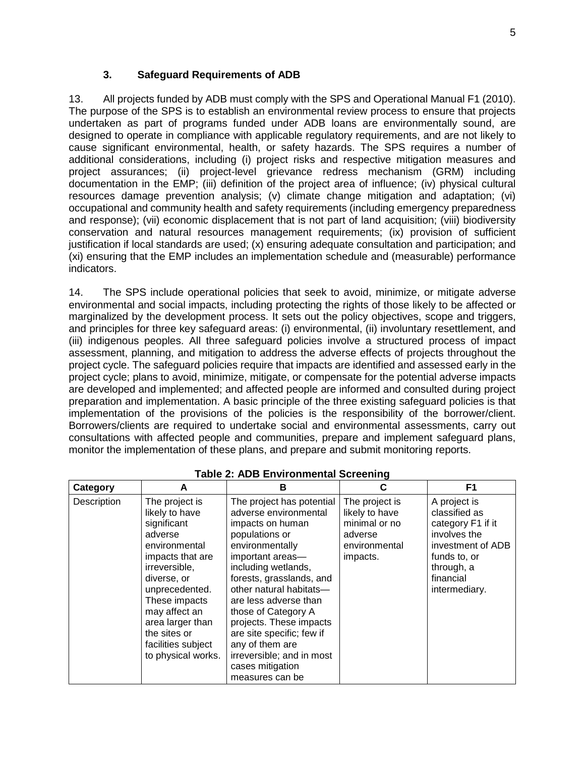### 3. Safeguard Requirements of ADB

13. All projects funded by ADB must comply with the SPS and Operational Manual F1 (2010). The purpose of the SPS is to establish an environmental review process to ensure that projects undertaken as part of programs funded under ADB loans are environmentally sound, are designed to operate in compliance with applicable regulatory requirements, and are not likely to cause significant environmental, health, or safety hazards. The SPS requires a number of additional considerations, including (i) project risks and respective mitigation measures and project assurances; (ii) project-level grievance redress mechanism (GRM) including documentation in the EMP; (iii) definition of the project area of influence; (iv) physical cultural resources damage prevention analysis; (v) climate change mitigation and adaptation; (vi) occupational and community health and safety requirements (including emergency preparedness and response); (vii) economic displacement that is not part of land acquisition; (viii) biodiversity conservation and natural resources management requirements; (ix) provision of sufficient justification if local standards are used; (x) ensuring adequate consultation and participation; and (xi) ensuring that the EMP includes an implementation schedule and (measurable) performance indicators.

14. The SPS include operational policies that seek to avoid, minimize, or mitigate adverse environmental and social impacts, including protecting the rights of those likely to be affected or marginalized by the development process. It sets out the policy objectives, scope and triggers, and principles for three key safeguard areas: (i) environmental, (ii) involuntary resettlement, and (iii) indigenous peoples. All three safeguard policies involve a structured process of impact assessment, planning, and mitigation to address the adverse effects of projects throughout the project cycle. The safeguard policies require that impacts are identified and assessed early in the project cycle; plans to avoid, minimize, mitigate, or compensate for the potential adverse impacts are developed and implemented; and affected people are informed and consulted during project preparation and implementation. A basic principle of the three existing safeguard policies is that implementation of the provisions of the policies is the responsibility of the borrower/client. Borrowers/clients are required to undertake social and environmental assessments, carry out consultations with affected people and communities, prepare and implement safeguard plans, monitor the implementation of these plans, and prepare and submit monitoring reports.

**Table 2: ADB Environmental Screening**

| Category | A | B | C | F1 |
|---|---|---|---|---|
| Description | The project is likely to have significant adverse environmental impacts that are irreversible, diverse, or unprecedented. These impacts may affect an area larger than the sites or facilities subject to physical works. | The project has potential adverse environmental impacts on human populations or environmentally important areas—including wetlands, forests, grasslands, and other natural habitats—are less adverse than those of Category A projects. These impacts are site specific; few if any of them are irreversible; and in most cases mitigation measures can be | The project is likely to have minimal or no adverse environmental impacts. | A project is classified as category F1 if it involves the investment of ADB funds to, or through, a financial intermediary. |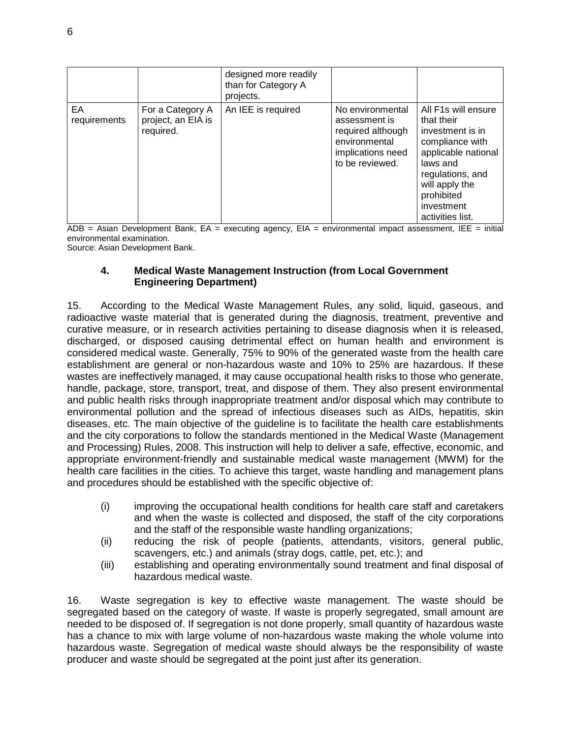| | | | | |
|---|---|---|---|---|
| | | designed more readily than for Category A projects. | | |
| EA requirements | For a Category A project, an EIA is required. | An IEE is required | No environmental assessment is required although environmental implications need to be reviewed. | All F1s will ensure that their investment is in compliance with applicable national laws and regulations, and will apply the prohibited investment activities list. |

ADB = Asian Development Bank, EA = executing agency, EIA = environmental impact assessment, IEE = initial environmental examination.
Source: Asian Development Bank.

### 4. Medical Waste Management Instruction (from Local Government Engineering Department)

15. According to the Medical Waste Management Rules, any solid, liquid, gaseous, and radioactive waste material that is generated during the diagnosis, treatment, preventive and curative measure, or in research activities pertaining to disease diagnosis when it is released, discharged, or disposed causing detrimental effect on human health and environment is considered medical waste. Generally, 75% to 90% of the generated waste from the health care establishment are general or non-hazardous waste and 10% to 25% are hazardous. If these wastes are ineffectively managed, it may cause occupational health risks to those who generate, handle, package, store, transport, treat, and dispose of them. They also present environmental and public health risks through inappropriate treatment and/or disposal which may contribute to environmental pollution and the spread of infectious diseases such as AIDs, hepatitis, skin diseases, etc. The main objective of the guideline is to facilitate the health care establishments and the city corporations to follow the standards mentioned in the Medical Waste (Management and Processing) Rules, 2008. This instruction will help to deliver a safe, effective, economic, and appropriate environment-friendly and sustainable medical waste management (MWM) for the health care facilities in the cities. To achieve this target, waste handling and management plans and procedures should be established with the specific objective of:

(i) improving the occupational health conditions for health care staff and caretakers and when the waste is collected and disposed, the staff of the city corporations and the staff of the responsible waste handling organizations;
(ii) reducing the risk of people (patients, attendants, visitors, general public, scavengers, etc.) and animals (stray dogs, cattle, pet, etc.); and
(iii) establishing and operating environmentally sound treatment and final disposal of hazardous medical waste.

16. Waste segregation is key to effective waste management. The waste should be segregated based on the category of waste. If waste is properly segregated, small amount are needed to be disposed of. If segregation is not done properly, small quantity of hazardous waste has a chance to mix with large volume of non-hazardous waste making the whole volume into hazardous waste. Segregation of medical waste should always be the responsibility of waste producer and waste should be segregated at the point just after its generation.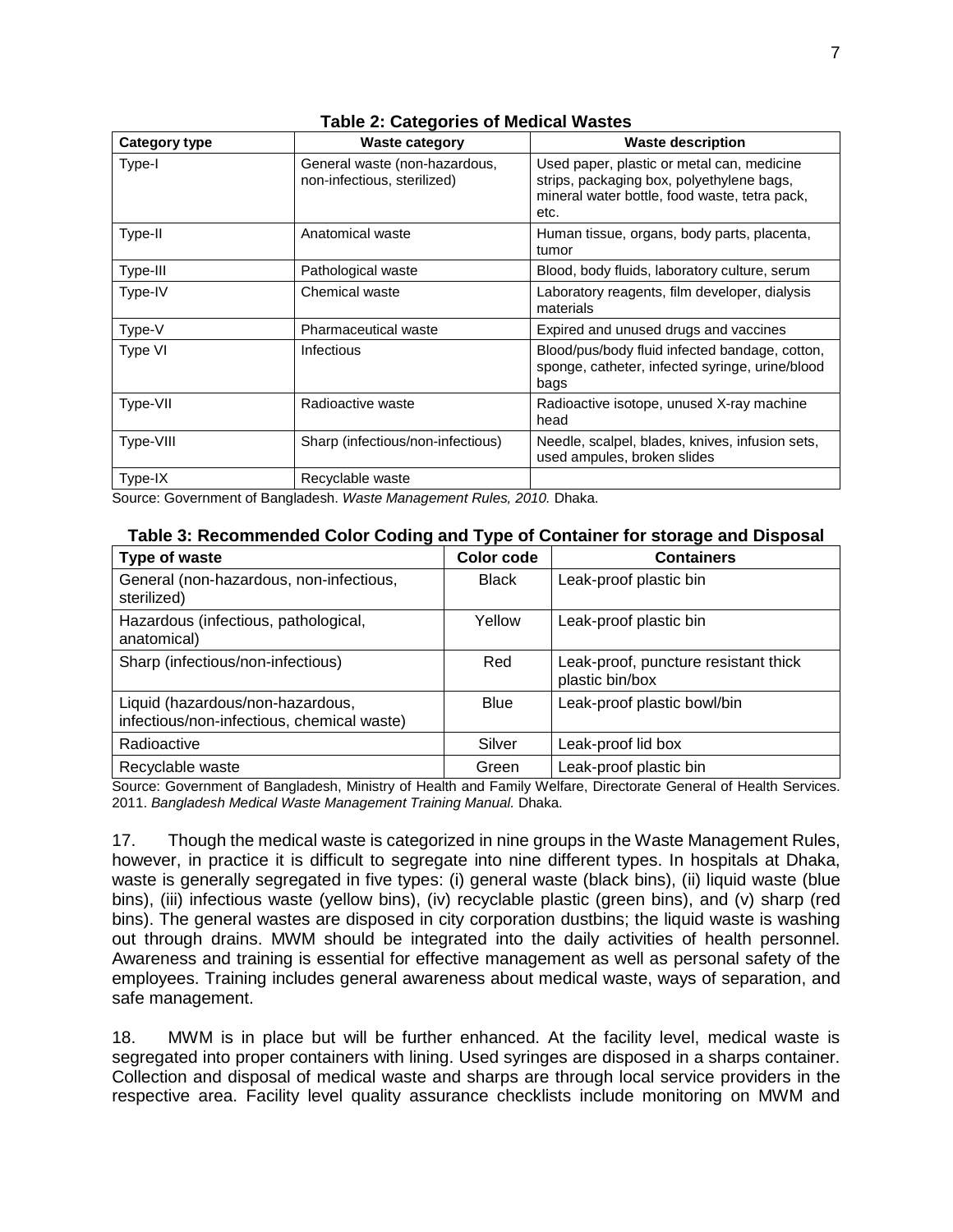**Table 2: Categories of Medical Wastes**

| Category type | Waste category | Waste description |
|---|---|---|
| Type-I | General waste (non-hazardous, non-infectious, sterilized) | Used paper, plastic or metal can, medicine strips, packaging box, polyethylene bags, mineral water bottle, food waste, tetra pack, etc. |
| Type-II | Anatomical waste | Human tissue, organs, body parts, placenta, tumor |
| Type-III | Pathological waste | Blood, body fluids, laboratory culture, serum |
| Type-IV | Chemical waste | Laboratory reagents, film developer, dialysis materials |
| Type-V | Pharmaceutical waste | Expired and unused drugs and vaccines |
| Type VI | Infectious | Blood/pus/body fluid infected bandage, cotton, sponge, catheter, infected syringe, urine/blood bags |
| Type-VII | Radioactive waste | Radioactive isotope, unused X-ray machine head |
| Type-VIII | Sharp (infectious/non-infectious) | Needle, scalpel, blades, knives, infusion sets, used ampules, broken slides |
| Type-IX | Recyclable waste | |

Source: Government of Bangladesh. *Waste Management Rules, 2010.* Dhaka.

**Table 3: Recommended Color Coding and Type of Container for storage and Disposal**

| Type of waste | Color code | Containers |
|---|---|---|
| General (non-hazardous, non-infectious, sterilized) | Black | Leak-proof plastic bin |
| Hazardous (infectious, pathological, anatomical) | Yellow | Leak-proof plastic bin |
| Sharp (infectious/non-infectious) | Red | Leak-proof, puncture resistant thick plastic bin/box |
| Liquid (hazardous/non-hazardous, infectious/non-infectious, chemical waste) | Blue | Leak-proof plastic bowl/bin |
| Radioactive | Silver | Leak-proof lid box |
| Recyclable waste | Green | Leak-proof plastic bin |

Source: Government of Bangladesh, Ministry of Health and Family Welfare, Directorate General of Health Services. 2011. *Bangladesh Medical Waste Management Training Manual.* Dhaka.

17. Though the medical waste is categorized in nine groups in the Waste Management Rules, however, in practice it is difficult to segregate into nine different types. In hospitals at Dhaka, waste is generally segregated in five types: (i) general waste (black bins), (ii) liquid waste (blue bins), (iii) infectious waste (yellow bins), (iv) recyclable plastic (green bins), and (v) sharp (red bins). The general wastes are disposed in city corporation dustbins; the liquid waste is washing out through drains. MWM should be integrated into the daily activities of health personnel. Awareness and training is essential for effective management as well as personal safety of the employees. Training includes general awareness about medical waste, ways of separation, and safe management.

18. MWM is in place but will be further enhanced. At the facility level, medical waste is segregated into proper containers with lining. Used syringes are disposed in a sharps container. Collection and disposal of medical waste and sharps are through local service providers in the respective area. Facility level quality assurance checklists include monitoring on MWM and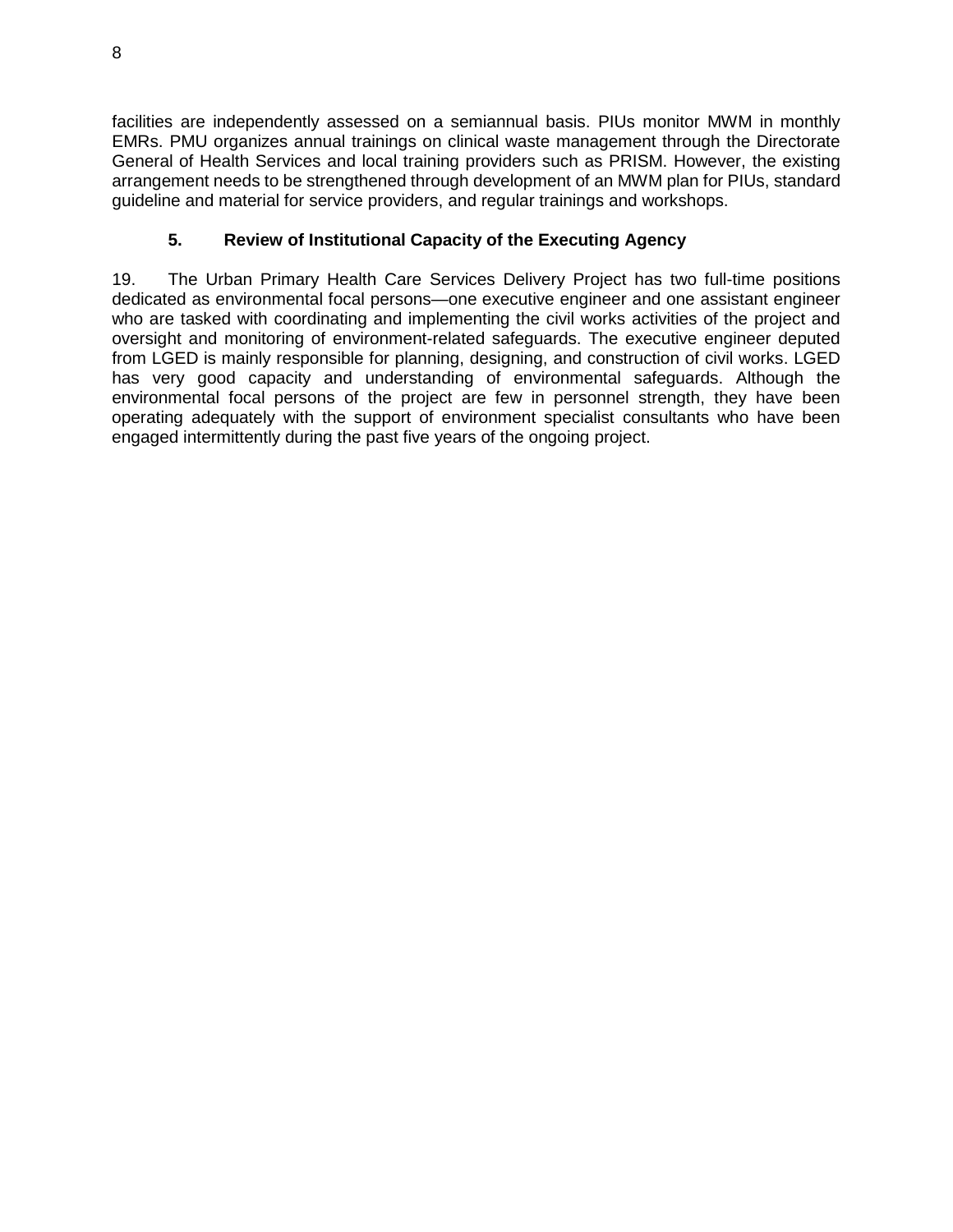facilities are independently assessed on a semiannual basis. PIUs monitor MWM in monthly EMRs. PMU organizes annual trainings on clinical waste management through the Directorate General of Health Services and local training providers such as PRISM. However, the existing arrangement needs to be strengthened through development of an MWM plan for PIUs, standard guideline and material for service providers, and regular trainings and workshops.

### 5. Review of Institutional Capacity of the Executing Agency

19. The Urban Primary Health Care Services Delivery Project has two full-time positions dedicated as environmental focal persons—one executive engineer and one assistant engineer who are tasked with coordinating and implementing the civil works activities of the project and oversight and monitoring of environment-related safeguards. The executive engineer deputed from LGED is mainly responsible for planning, designing, and construction of civil works. LGED has very good capacity and understanding of environmental safeguards. Although the environmental focal persons of the project are few in personnel strength, they have been operating adequately with the support of environment specialist consultants who have been engaged intermittently during the past five years of the ongoing project.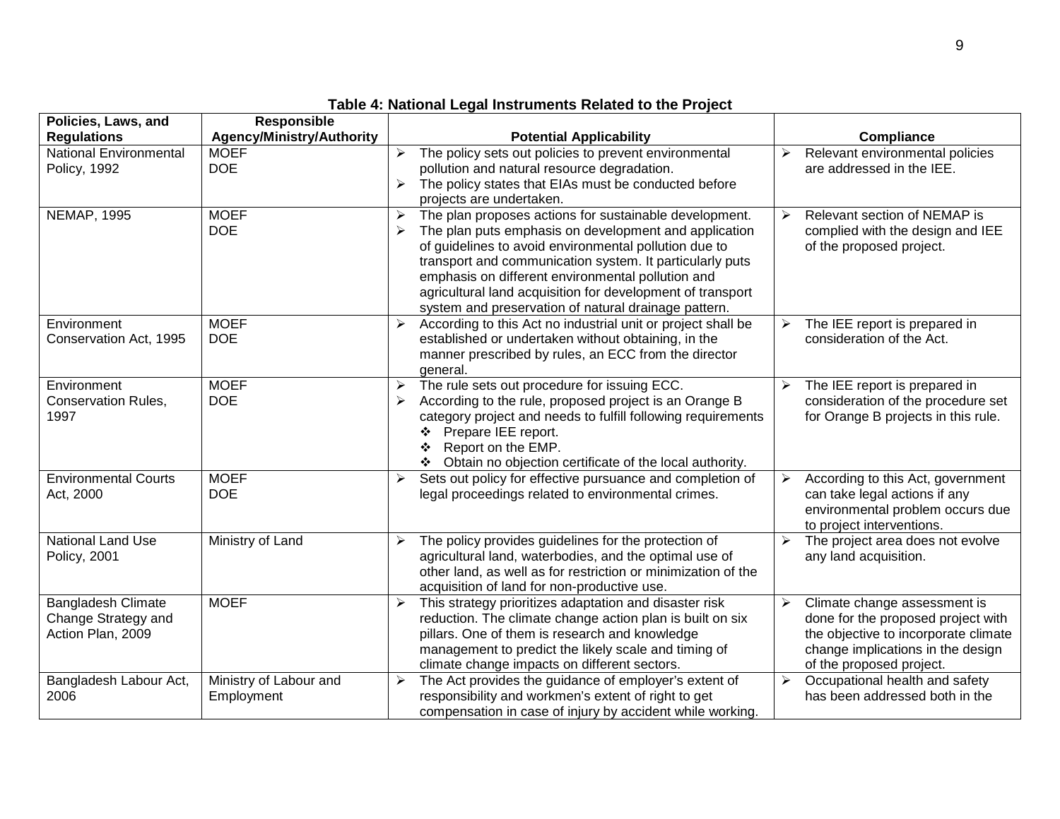**Table 4: National Legal Instruments Related to the Project**

| Policies, Laws, and Regulations | Responsible Agency/Ministry/Authority | Potential Applicability | Compliance |
|---|---|---|---|
| National Environmental Policy, 1992 | MOEF<br>DOE | ➢ The policy sets out policies to prevent environmental pollution and natural resource degradation.<br>➢ The policy states that EIAs must be conducted before projects are undertaken. | ➢ Relevant environmental policies are addressed in the IEE. |
| NEMAP, 1995 | MOEF<br>DOE | ➢ The plan proposes actions for sustainable development.<br>➢ The plan puts emphasis on development and application of guidelines to avoid environmental pollution due to transport and communication system. It particularly puts emphasis on different environmental pollution and agricultural land acquisition for development of transport system and preservation of natural drainage pattern. | ➢ Relevant section of NEMAP is complied with the design and IEE of the proposed project. |
| Environment Conservation Act, 1995 | MOEF<br>DOE | ➢ According to this Act no industrial unit or project shall be established or undertaken without obtaining, in the manner prescribed by rules, an ECC from the director general. | ➢ The IEE report is prepared in consideration of the Act. |
| Environment Conservation Rules, 1997 | MOEF<br>DOE | ➢ The rule sets out procedure for issuing ECC.<br>➢ According to the rule, proposed project is an Orange B category project and needs to fulfill following requirements<br>❖ Prepare IEE report.<br>❖ Report on the EMP.<br>❖ Obtain no objection certificate of the local authority. | ➢ The IEE report is prepared in consideration of the procedure set for Orange B projects in this rule. |
| Environmental Courts Act, 2000 | MOEF<br>DOE | ➢ Sets out policy for effective pursuance and completion of legal proceedings related to environmental crimes. | ➢ According to this Act, government can take legal actions if any environmental problem occurs due to project interventions. |
| National Land Use Policy, 2001 | Ministry of Land | ➢ The policy provides guidelines for the protection of agricultural land, waterbodies, and the optimal use of other land, as well as for restriction or minimization of the acquisition of land for non-productive use. | ➢ The project area does not evolve any land acquisition. |
| Bangladesh Climate Change Strategy and Action Plan, 2009 | MOEF | ➢ This strategy prioritizes adaptation and disaster risk reduction. The climate change action plan is built on six pillars. One of them is research and knowledge management to predict the likely scale and timing of climate change impacts on different sectors. | ➢ Climate change assessment is done for the proposed project with the objective to incorporate climate change implications in the design of the proposed project. |
| Bangladesh Labour Act, 2006 | Ministry of Labour and Employment | ➢ The Act provides the guidance of employer's extent of responsibility and workmen's extent of right to get compensation in case of injury by accident while working. | ➢ Occupational health and safety has been addressed both in the |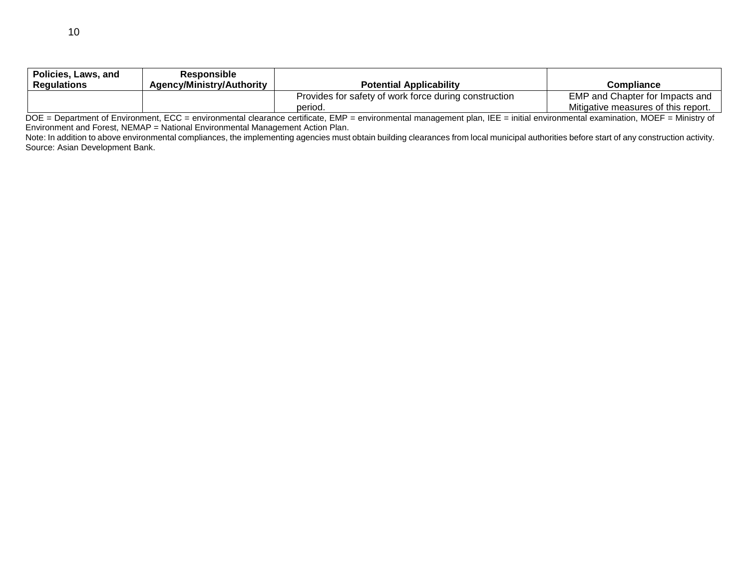| Policies, Laws, and Regulations | Responsible Agency/Ministry/Authority | Potential Applicability | Compliance |
|---|---|---|---|
| | | Provides for safety of work force during construction period. | EMP and Chapter for Impacts and Mitigative measures of this report. |

DOE = Department of Environment, ECC = environmental clearance certificate, EMP = environmental management plan, IEE = initial environmental examination, MOEF = Ministry of Environment and Forest, NEMAP = National Environmental Management Action Plan.

Note: In addition to above environmental compliances, the implementing agencies must obtain building clearances from local municipal authorities before start of any construction activity.

Source: Asian Development Bank.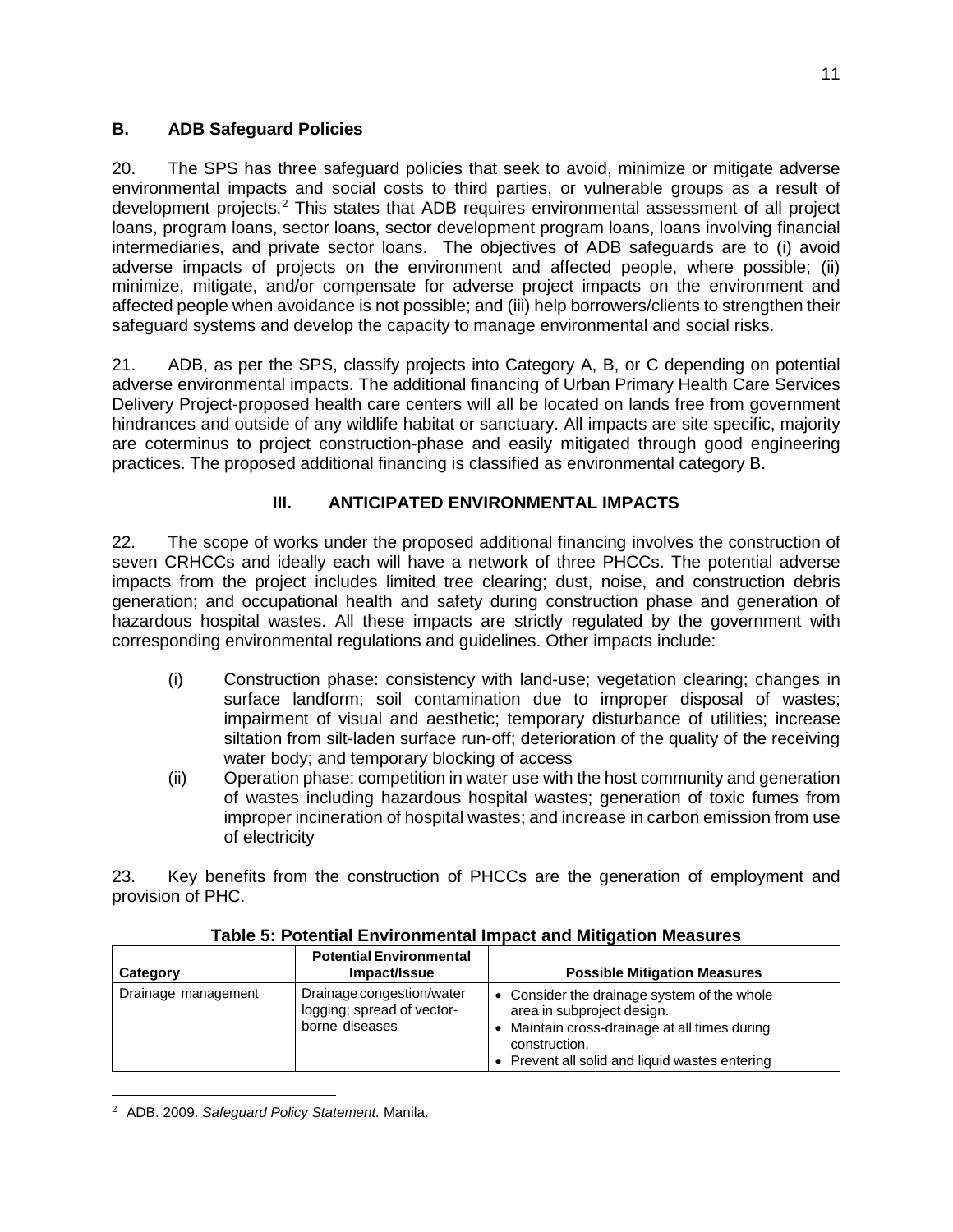## B. ADB Safeguard Policies

20. The SPS has three safeguard policies that seek to avoid, minimize or mitigate adverse environmental impacts and social costs to third parties, or vulnerable groups as a result of development projects.[2] This states that ADB requires environmental assessment of all project loans, program loans, sector loans, sector development program loans, loans involving financial intermediaries, and private sector loans. The objectives of ADB safeguards are to (i) avoid adverse impacts of projects on the environment and affected people, where possible; (ii) minimize, mitigate, and/or compensate for adverse project impacts on the environment and affected people when avoidance is not possible; and (iii) help borrowers/clients to strengthen their safeguard systems and develop the capacity to manage environmental and social risks.

21. ADB, as per the SPS, classify projects into Category A, B, or C depending on potential adverse environmental impacts. The additional financing of Urban Primary Health Care Services Delivery Project-proposed health care centers will all be located on lands free from government hindrances and outside of any wildlife habitat or sanctuary. All impacts are site specific, majority are coterminus to project construction-phase and easily mitigated through good engineering practices. The proposed additional financing is classified as environmental category B.

# III. ANTICIPATED ENVIRONMENTAL IMPACTS

22. The scope of works under the proposed additional financing involves the construction of seven CRHCCs and ideally each will have a network of three PHCCs. The potential adverse impacts from the project includes limited tree clearing; dust, noise, and construction debris generation; and occupational health and safety during construction phase and generation of hazardous hospital wastes. All these impacts are strictly regulated by the government with corresponding environmental regulations and guidelines. Other impacts include:

(i) Construction phase: consistency with land-use; vegetation clearing; changes in surface landform; soil contamination due to improper disposal of wastes; impairment of visual and aesthetic; temporary disturbance of utilities; increase siltation from silt-laden surface run-off; deterioration of the quality of the receiving water body; and temporary blocking of access

(ii) Operation phase: competition in water use with the host community and generation of wastes including hazardous hospital wastes; generation of toxic fumes from improper incineration of hospital wastes; and increase in carbon emission from use of electricity

23. Key benefits from the construction of PHCCs are the generation of employment and provision of PHC.

**Table 5: Potential Environmental Impact and Mitigation Measures**

| Category | Potential Environmental Impact/Issue | Possible Mitigation Measures |
|---|---|---|
| Drainage management | Drainage congestion/water logging; spread of vector-borne diseases | • Consider the drainage system of the whole area in subproject design.<br>• Maintain cross-drainage at all times during construction.<br>• Prevent all solid and liquid wastes entering |

[2] ADB. 2009. *Safeguard Policy Statement.* Manila.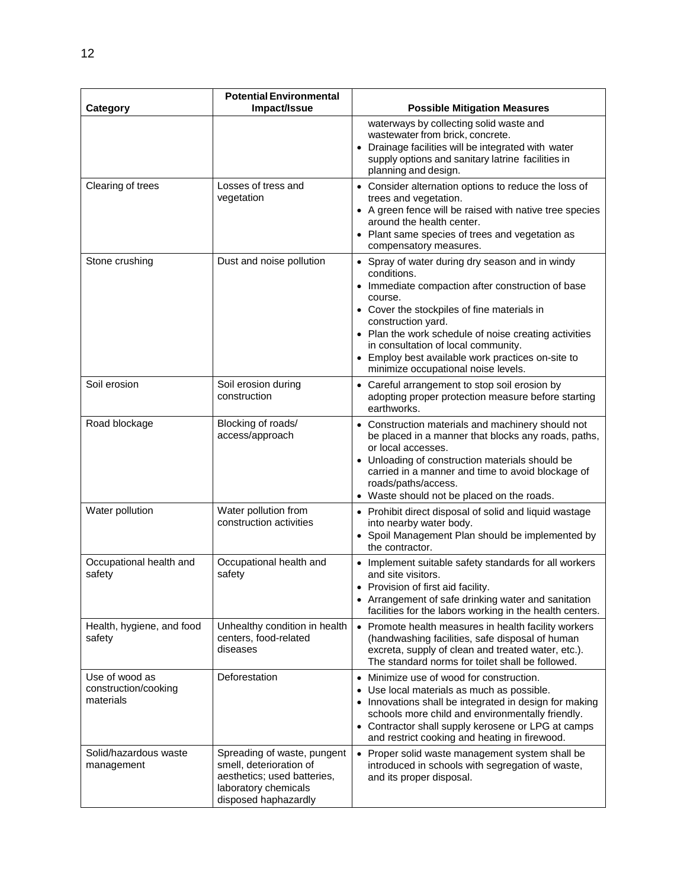| Category | Potential Environmental Impact/Issue | Possible Mitigation Measures |
|---|---|---|
| | | waterways by collecting solid waste and wastewater from brick, concrete.<br>• Drainage facilities will be integrated with water supply options and sanitary latrine facilities in planning and design. |
| Clearing of trees | Losses of tress and vegetation | • Consider alternation options to reduce the loss of trees and vegetation.<br>• A green fence will be raised with native tree species around the health center.<br>• Plant same species of trees and vegetation as compensatory measures. |
| Stone crushing | Dust and noise pollution | • Spray of water during dry season and in windy conditions.<br>• Immediate compaction after construction of base course.<br>• Cover the stockpiles of fine materials in construction yard.<br>• Plan the work schedule of noise creating activities in consultation of local community.<br>• Employ best available work practices on-site to minimize occupational noise levels. |
| Soil erosion | Soil erosion during construction | • Careful arrangement to stop soil erosion by adopting proper protection measure before starting earthworks. |
| Road blockage | Blocking of roads/ access/approach | • Construction materials and machinery should not be placed in a manner that blocks any roads, paths, or local accesses.<br>• Unloading of construction materials should be carried in a manner and time to avoid blockage of roads/paths/access.<br>• Waste should not be placed on the roads. |
| Water pollution | Water pollution from construction activities | • Prohibit direct disposal of solid and liquid wastage into nearby water body.<br>• Spoil Management Plan should be implemented by the contractor. |
| Occupational health and safety | Occupational health and safety | • Implement suitable safety standards for all workers and site visitors.<br>• Provision of first aid facility.<br>• Arrangement of safe drinking water and sanitation facilities for the labors working in the health centers. |
| Health, hygiene, and food safety | Unhealthy condition in health centers, food-related diseases | • Promote health measures in health facility workers (handwashing facilities, safe disposal of human excreta, supply of clean and treated water, etc.). The standard norms for toilet shall be followed. |
| Use of wood as construction/cooking materials | Deforestation | • Minimize use of wood for construction.<br>• Use local materials as much as possible.<br>• Innovations shall be integrated in design for making schools more child and environmentally friendly.<br>• Contractor shall supply kerosene or LPG at camps and restrict cooking and heating in firewood. |
| Solid/hazardous waste management | Spreading of waste, pungent smell, deterioration of aesthetics; used batteries, laboratory chemicals disposed haphazardly | • Proper solid waste management system shall be introduced in schools with segregation of waste, and its proper disposal. |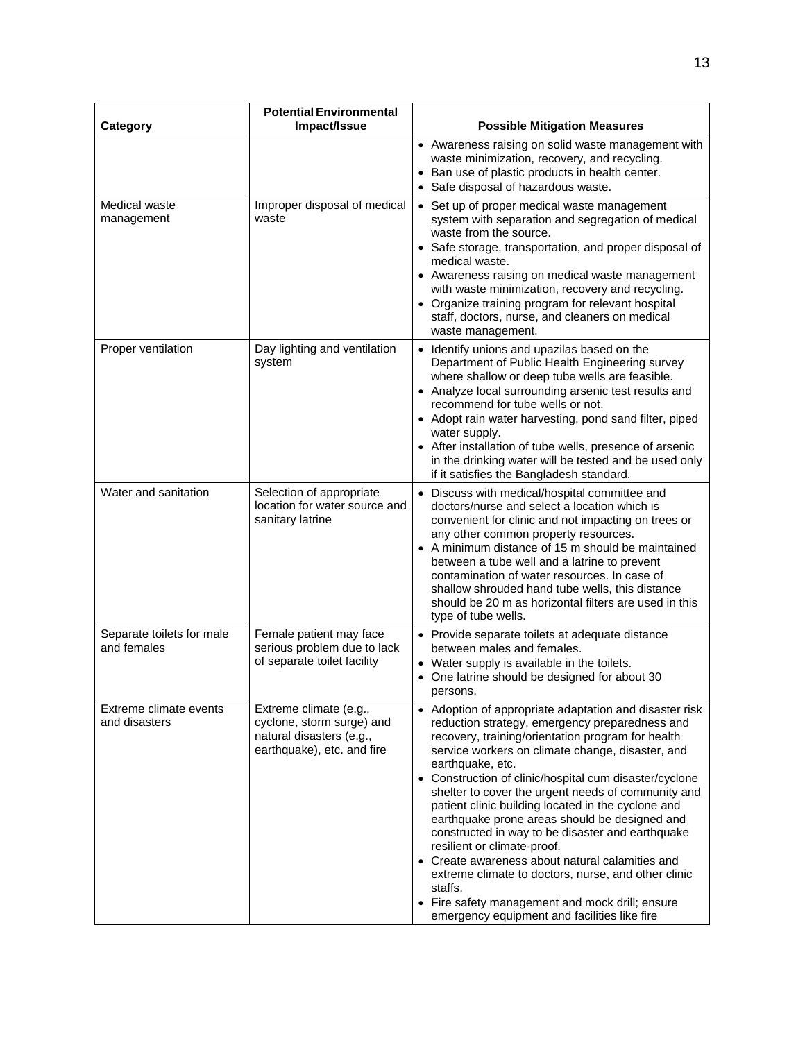| Category | Potential Environmental Impact/Issue | Possible Mitigation Measures |
|---|---|---|
| | | • Awareness raising on solid waste management with waste minimization, recovery, and recycling.<br>• Ban use of plastic products in health center.<br>• Safe disposal of hazardous waste. |
| Medical waste management | Improper disposal of medical waste | • Set up of proper medical waste management system with separation and segregation of medical waste from the source.<br>• Safe storage, transportation, and proper disposal of medical waste.<br>• Awareness raising on medical waste management with waste minimization, recovery and recycling.<br>• Organize training program for relevant hospital staff, doctors, nurse, and cleaners on medical waste management. |
| Proper ventilation | Day lighting and ventilation system | • Identify unions and upazilas based on the Department of Public Health Engineering survey where shallow or deep tube wells are feasible.<br>• Analyze local surrounding arsenic test results and recommend for tube wells or not.<br>• Adopt rain water harvesting, pond sand filter, piped water supply.<br>• After installation of tube wells, presence of arsenic in the drinking water will be tested and be used only if it satisfies the Bangladesh standard. |
| Water and sanitation | Selection of appropriate location for water source and sanitary latrine | • Discuss with medical/hospital committee and doctors/nurse and select a location which is convenient for clinic and not impacting on trees or any other common property resources.<br>• A minimum distance of 15 m should be maintained between a tube well and a latrine to prevent contamination of water resources. In case of shallow shrouded hand tube wells, this distance should be 20 m as horizontal filters are used in this type of tube wells. |
| Separate toilets for male and females | Female patient may face serious problem due to lack of separate toilet facility | • Provide separate toilets at adequate distance between males and females.<br>• Water supply is available in the toilets.<br>• One latrine should be designed for about 30 persons. |
| Extreme climate events and disasters | Extreme climate (e.g., cyclone, storm surge) and natural disasters (e.g., earthquake), etc. and fire | • Adoption of appropriate adaptation and disaster risk reduction strategy, emergency preparedness and recovery, training/orientation program for health service workers on climate change, disaster, and earthquake, etc.<br>• Construction of clinic/hospital cum disaster/cyclone shelter to cover the urgent needs of community and patient clinic building located in the cyclone and earthquake prone areas should be designed and constructed in way to be disaster and earthquake resilient or climate-proof.<br>• Create awareness about natural calamities and extreme climate to doctors, nurse, and other clinic staffs.<br>• Fire safety management and mock drill; ensure emergency equipment and facilities like fire |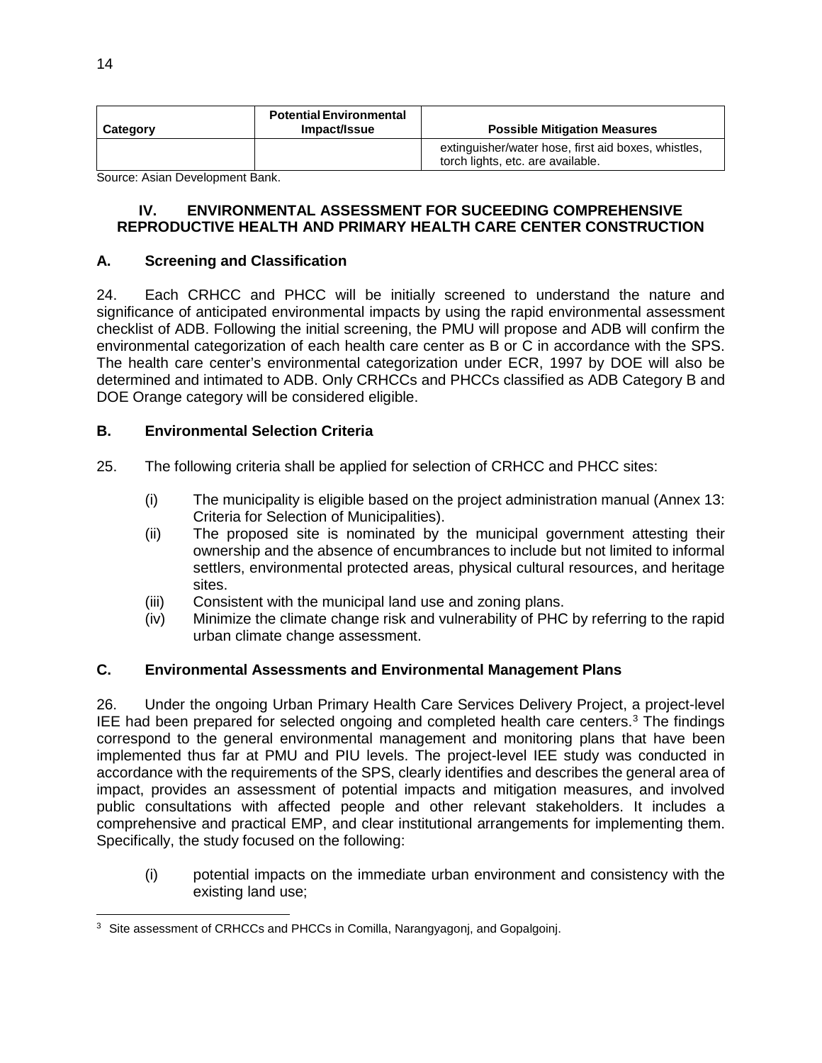| Category | Potential Environmental Impact/Issue | Possible Mitigation Measures |
|---|---|---|
| | | extinguisher/water hose, first aid boxes, whistles, torch lights, etc. are available. |

Source: Asian Development Bank.

## IV. ENVIRONMENTAL ASSESSMENT FOR SUCEEDING COMPREHENSIVE REPRODUCTIVE HEALTH AND PRIMARY HEALTH CARE CENTER CONSTRUCTION

### A. Screening and Classification

24. Each CRHCC and PHCC will be initially screened to understand the nature and significance of anticipated environmental impacts by using the rapid environmental assessment checklist of ADB. Following the initial screening, the PMU will propose and ADB will confirm the environmental categorization of each health care center as B or C in accordance with the SPS. The health care center's environmental categorization under ECR, 1997 by DOE will also be determined and intimated to ADB. Only CRHCCs and PHCCs classified as ADB Category B and DOE Orange category will be considered eligible.

### B. Environmental Selection Criteria

25. The following criteria shall be applied for selection of CRHCC and PHCC sites:

- (i) The municipality is eligible based on the project administration manual (Annex 13: Criteria for Selection of Municipalities).
- (ii) The proposed site is nominated by the municipal government attesting their ownership and the absence of encumbrances to include but not limited to informal settlers, environmental protected areas, physical cultural resources, and heritage sites.
- (iii) Consistent with the municipal land use and zoning plans.
- (iv) Minimize the climate change risk and vulnerability of PHC by referring to the rapid urban climate change assessment.

### C. Environmental Assessments and Environmental Management Plans

26. Under the ongoing Urban Primary Health Care Services Delivery Project, a project-level IEE had been prepared for selected ongoing and completed health care centers.[3] The findings correspond to the general environmental management and monitoring plans that have been implemented thus far at PMU and PIU levels. The project-level IEE study was conducted in accordance with the requirements of the SPS, clearly identifies and describes the general area of impact, provides an assessment of potential impacts and mitigation measures, and involved public consultations with affected people and other relevant stakeholders. It includes a comprehensive and practical EMP, and clear institutional arrangements for implementing them. Specifically, the study focused on the following:

- (i) potential impacts on the immediate urban environment and consistency with the existing land use;

[3] Site assessment of CRHCCs and PHCCs in Comilla, Narangyagonj, and Gopalgoinj.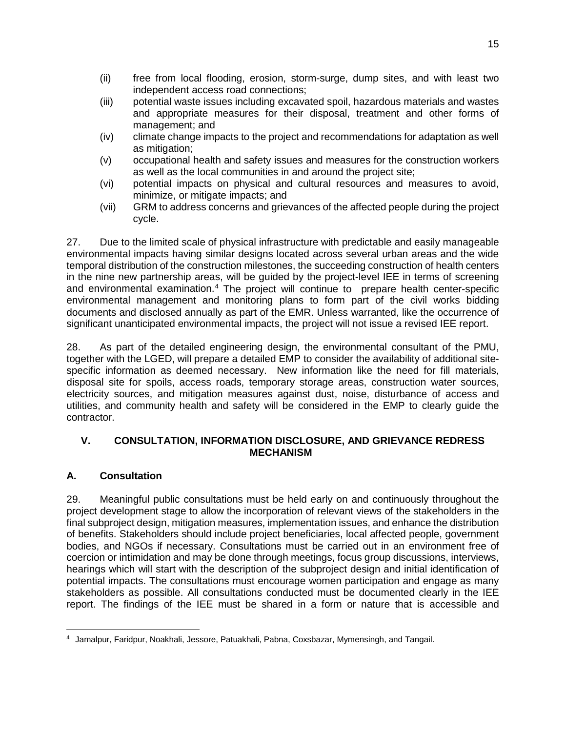(ii) free from local flooding, erosion, storm-surge, dump sites, and with least two independent access road connections;

(iii) potential waste issues including excavated spoil, hazardous materials and wastes and appropriate measures for their disposal, treatment and other forms of management; and

(iv) climate change impacts to the project and recommendations for adaptation as well as mitigation;

(v) occupational health and safety issues and measures for the construction workers as well as the local communities in and around the project site;

(vi) potential impacts on physical and cultural resources and measures to avoid, minimize, or mitigate impacts; and

(vii) GRM to address concerns and grievances of the affected people during the project cycle.

27. Due to the limited scale of physical infrastructure with predictable and easily manageable environmental impacts having similar designs located across several urban areas and the wide temporal distribution of the construction milestones, the succeeding construction of health centers in the nine new partnership areas, will be guided by the project-level IEE in terms of screening and environmental examination.[4] The project will continue to prepare health center-specific environmental management and monitoring plans to form part of the civil works bidding documents and disclosed annually as part of the EMR. Unless warranted, like the occurrence of significant unanticipated environmental impacts, the project will not issue a revised IEE report.

28. As part of the detailed engineering design, the environmental consultant of the PMU, together with the LGED, will prepare a detailed EMP to consider the availability of additional site-specific information as deemed necessary. New information like the need for fill materials, disposal site for spoils, access roads, temporary storage areas, construction water sources, electricity sources, and mitigation measures against dust, noise, disturbance of access and utilities, and community health and safety will be considered in the EMP to clearly guide the contractor.

## V. CONSULTATION, INFORMATION DISCLOSURE, AND GRIEVANCE REDRESS MECHANISM

### A. Consultation

29. Meaningful public consultations must be held early on and continuously throughout the project development stage to allow the incorporation of relevant views of the stakeholders in the final subproject design, mitigation measures, implementation issues, and enhance the distribution of benefits. Stakeholders should include project beneficiaries, local affected people, government bodies, and NGOs if necessary. Consultations must be carried out in an environment free of coercion or intimidation and may be done through meetings, focus group discussions, interviews, hearings which will start with the description of the subproject design and initial identification of potential impacts. The consultations must encourage women participation and engage as many stakeholders as possible. All consultations conducted must be documented clearly in the IEE report. The findings of the IEE must be shared in a form or nature that is accessible and

---

[4] Jamalpur, Faridpur, Noakhali, Jessore, Patuakhali, Pabna, Coxsbazar, Mymensingh, and Tangail.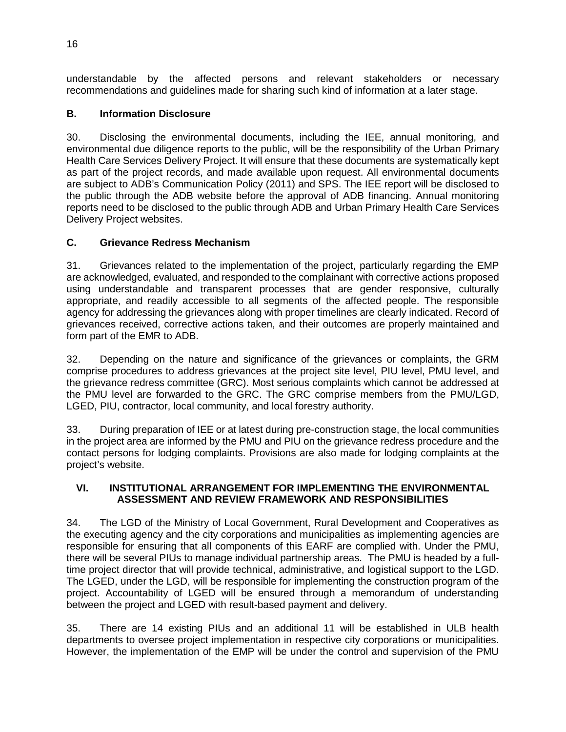understandable by the affected persons and relevant stakeholders or necessary recommendations and guidelines made for sharing such kind of information at a later stage.

### B. Information Disclosure

30. Disclosing the environmental documents, including the IEE, annual monitoring, and environmental due diligence reports to the public, will be the responsibility of the Urban Primary Health Care Services Delivery Project. It will ensure that these documents are systematically kept as part of the project records, and made available upon request. All environmental documents are subject to ADB's Communication Policy (2011) and SPS. The IEE report will be disclosed to the public through the ADB website before the approval of ADB financing. Annual monitoring reports need to be disclosed to the public through ADB and Urban Primary Health Care Services Delivery Project websites.

### C. Grievance Redress Mechanism

31. Grievances related to the implementation of the project, particularly regarding the EMP are acknowledged, evaluated, and responded to the complainant with corrective actions proposed using understandable and transparent processes that are gender responsive, culturally appropriate, and readily accessible to all segments of the affected people. The responsible agency for addressing the grievances along with proper timelines are clearly indicated. Record of grievances received, corrective actions taken, and their outcomes are properly maintained and form part of the EMR to ADB.

32. Depending on the nature and significance of the grievances or complaints, the GRM comprise procedures to address grievances at the project site level, PIU level, PMU level, and the grievance redress committee (GRC). Most serious complaints which cannot be addressed at the PMU level are forwarded to the GRC. The GRC comprise members from the PMU/LGD, LGED, PIU, contractor, local community, and local forestry authority.

33. During preparation of IEE or at latest during pre-construction stage, the local communities in the project area are informed by the PMU and PIU on the grievance redress procedure and the contact persons for lodging complaints. Provisions are also made for lodging complaints at the project's website.

## VI. INSTITUTIONAL ARRANGEMENT FOR IMPLEMENTING THE ENVIRONMENTAL ASSESSMENT AND REVIEW FRAMEWORK AND RESPONSIBILITIES

34. The LGD of the Ministry of Local Government, Rural Development and Cooperatives as the executing agency and the city corporations and municipalities as implementing agencies are responsible for ensuring that all components of this EARF are complied with. Under the PMU, there will be several PIUs to manage individual partnership areas. The PMU is headed by a full-time project director that will provide technical, administrative, and logistical support to the LGD. The LGED, under the LGD, will be responsible for implementing the construction program of the project. Accountability of LGED will be ensured through a memorandum of understanding between the project and LGED with result-based payment and delivery.

35. There are 14 existing PIUs and an additional 11 will be established in ULB health departments to oversee project implementation in respective city corporations or municipalities. However, the implementation of the EMP will be under the control and supervision of the PMU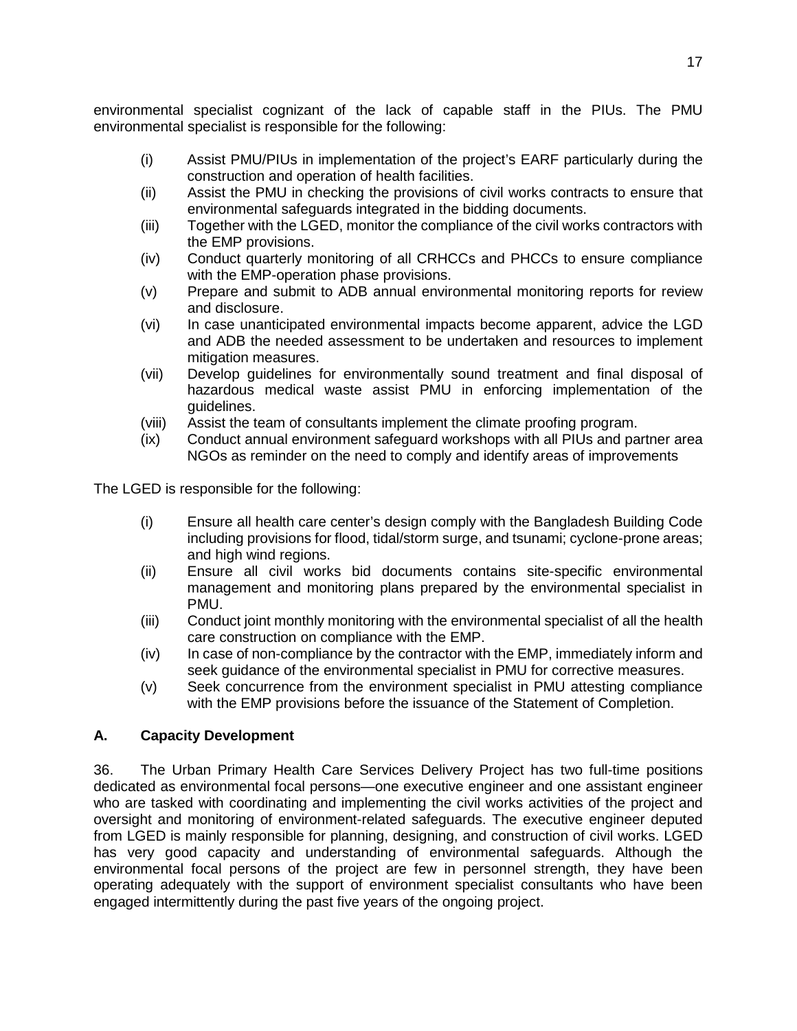environmental specialist cognizant of the lack of capable staff in the PIUs. The PMU environmental specialist is responsible for the following:

(i) Assist PMU/PIUs in implementation of the project's EARF particularly during the construction and operation of health facilities.
(ii) Assist the PMU in checking the provisions of civil works contracts to ensure that environmental safeguards integrated in the bidding documents.
(iii) Together with the LGED, monitor the compliance of the civil works contractors with the EMP provisions.
(iv) Conduct quarterly monitoring of all CRHCCs and PHCCs to ensure compliance with the EMP-operation phase provisions.
(v) Prepare and submit to ADB annual environmental monitoring reports for review and disclosure.
(vi) In case unanticipated environmental impacts become apparent, advice the LGD and ADB the needed assessment to be undertaken and resources to implement mitigation measures.
(vii) Develop guidelines for environmentally sound treatment and final disposal of hazardous medical waste assist PMU in enforcing implementation of the guidelines.
(viii) Assist the team of consultants implement the climate proofing program.
(ix) Conduct annual environment safeguard workshops with all PIUs and partner area NGOs as reminder on the need to comply and identify areas of improvements

The LGED is responsible for the following:

(i) Ensure all health care center's design comply with the Bangladesh Building Code including provisions for flood, tidal/storm surge, and tsunami; cyclone-prone areas; and high wind regions.
(ii) Ensure all civil works bid documents contains site-specific environmental management and monitoring plans prepared by the environmental specialist in PMU.
(iii) Conduct joint monthly monitoring with the environmental specialist of all the health care construction on compliance with the EMP.
(iv) In case of non-compliance by the contractor with the EMP, immediately inform and seek guidance of the environmental specialist in PMU for corrective measures.
(v) Seek concurrence from the environment specialist in PMU attesting compliance with the EMP provisions before the issuance of the Statement of Completion.

## A. Capacity Development

36. The Urban Primary Health Care Services Delivery Project has two full-time positions dedicated as environmental focal persons—one executive engineer and one assistant engineer who are tasked with coordinating and implementing the civil works activities of the project and oversight and monitoring of environment-related safeguards. The executive engineer deputed from LGED is mainly responsible for planning, designing, and construction of civil works. LGED has very good capacity and understanding of environmental safeguards. Although the environmental focal persons of the project are few in personnel strength, they have been operating adequately with the support of environment specialist consultants who have been engaged intermittently during the past five years of the ongoing project.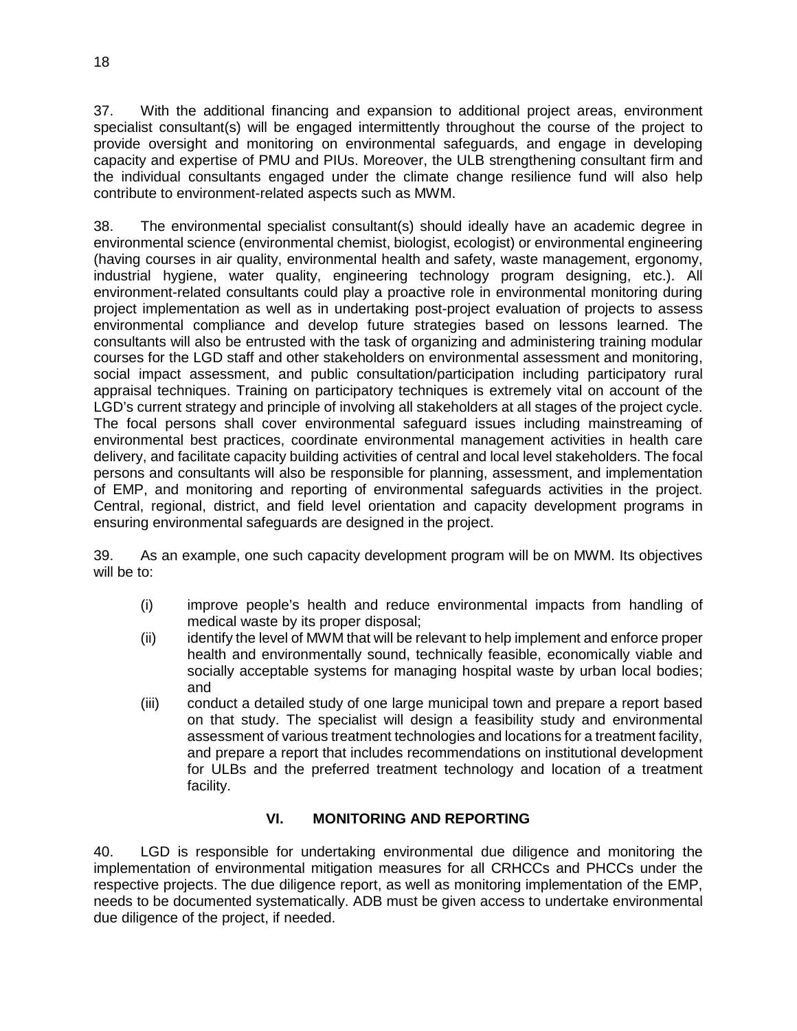37. With the additional financing and expansion to additional project areas, environment specialist consultant(s) will be engaged intermittently throughout the course of the project to provide oversight and monitoring on environmental safeguards, and engage in developing capacity and expertise of PMU and PIUs. Moreover, the ULB strengthening consultant firm and the individual consultants engaged under the climate change resilience fund will also help contribute to environment-related aspects such as MWM.

38. The environmental specialist consultant(s) should ideally have an academic degree in environmental science (environmental chemist, biologist, ecologist) or environmental engineering (having courses in air quality, environmental health and safety, waste management, ergonomy, industrial hygiene, water quality, engineering technology program designing, etc.). All environment-related consultants could play a proactive role in environmental monitoring during project implementation as well as in undertaking post-project evaluation of projects to assess environmental compliance and develop future strategies based on lessons learned. The consultants will also be entrusted with the task of organizing and administering training modular courses for the LGD staff and other stakeholders on environmental assessment and monitoring, social impact assessment, and public consultation/participation including participatory rural appraisal techniques. Training on participatory techniques is extremely vital on account of the LGD's current strategy and principle of involving all stakeholders at all stages of the project cycle. The focal persons shall cover environmental safeguard issues including mainstreaming of environmental best practices, coordinate environmental management activities in health care delivery, and facilitate capacity building activities of central and local level stakeholders. The focal persons and consultants will also be responsible for planning, assessment, and implementation of EMP, and monitoring and reporting of environmental safeguards activities in the project. Central, regional, district, and field level orientation and capacity development programs in ensuring environmental safeguards are designed in the project.

39. As an example, one such capacity development program will be on MWM. Its objectives will be to:

(i) improve people's health and reduce environmental impacts from handling of medical waste by its proper disposal;

(ii) identify the level of MWM that will be relevant to help implement and enforce proper health and environmentally sound, technically feasible, economically viable and socially acceptable systems for managing hospital waste by urban local bodies; and

(iii) conduct a detailed study of one large municipal town and prepare a report based on that study. The specialist will design a feasibility study and environmental assessment of various treatment technologies and locations for a treatment facility, and prepare a report that includes recommendations on institutional development for ULBs and the preferred treatment technology and location of a treatment facility.

## VI. MONITORING AND REPORTING

40. LGD is responsible for undertaking environmental due diligence and monitoring the implementation of environmental mitigation measures for all CRHCCs and PHCCs under the respective projects. The due diligence report, as well as monitoring implementation of the EMP, needs to be documented systematically. ADB must be given access to undertake environmental due diligence of the project, if needed.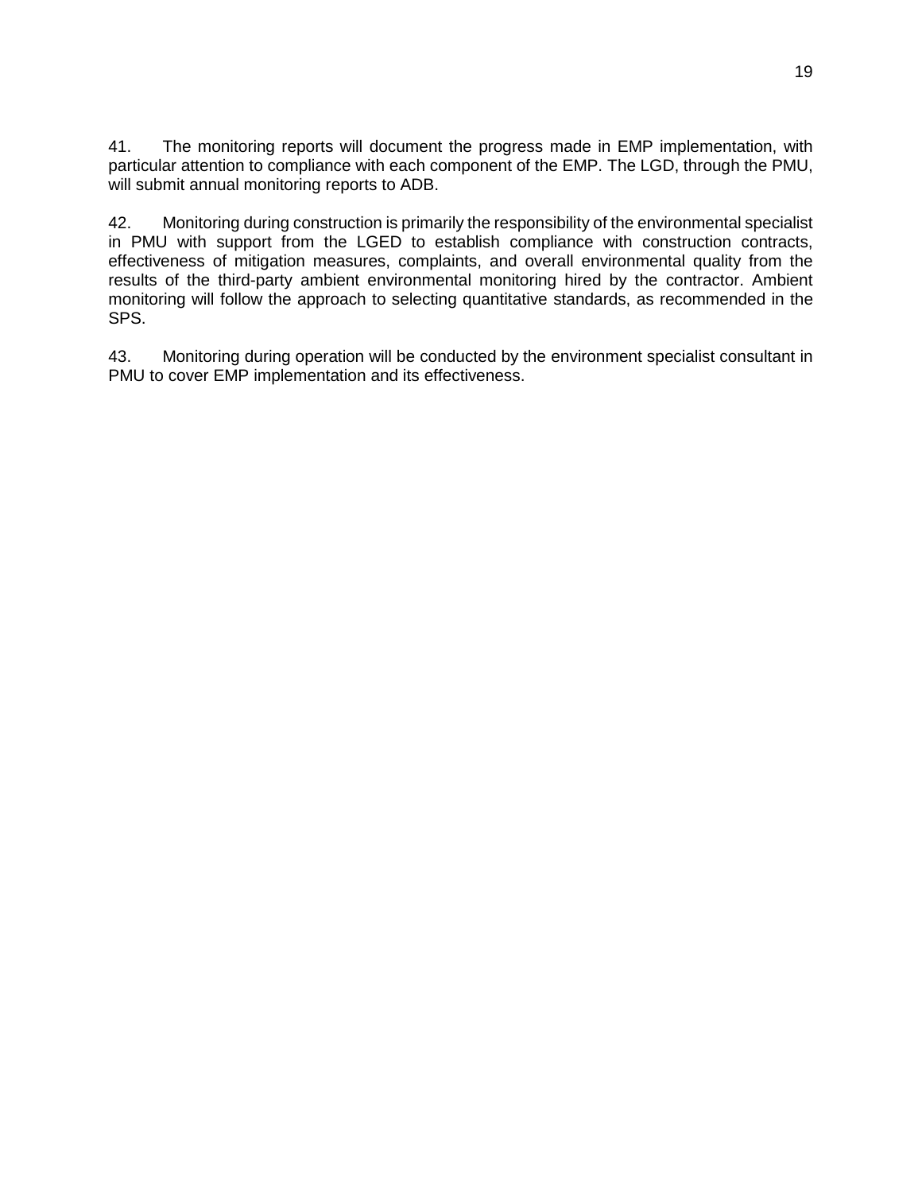41. The monitoring reports will document the progress made in EMP implementation, with particular attention to compliance with each component of the EMP. The LGD, through the PMU, will submit annual monitoring reports to ADB.

42. Monitoring during construction is primarily the responsibility of the environmental specialist in PMU with support from the LGED to establish compliance with construction contracts, effectiveness of mitigation measures, complaints, and overall environmental quality from the results of the third-party ambient environmental monitoring hired by the contractor. Ambient monitoring will follow the approach to selecting quantitative standards, as recommended in the SPS.

43. Monitoring during operation will be conducted by the environment specialist consultant in PMU to cover EMP implementation and its effectiveness.